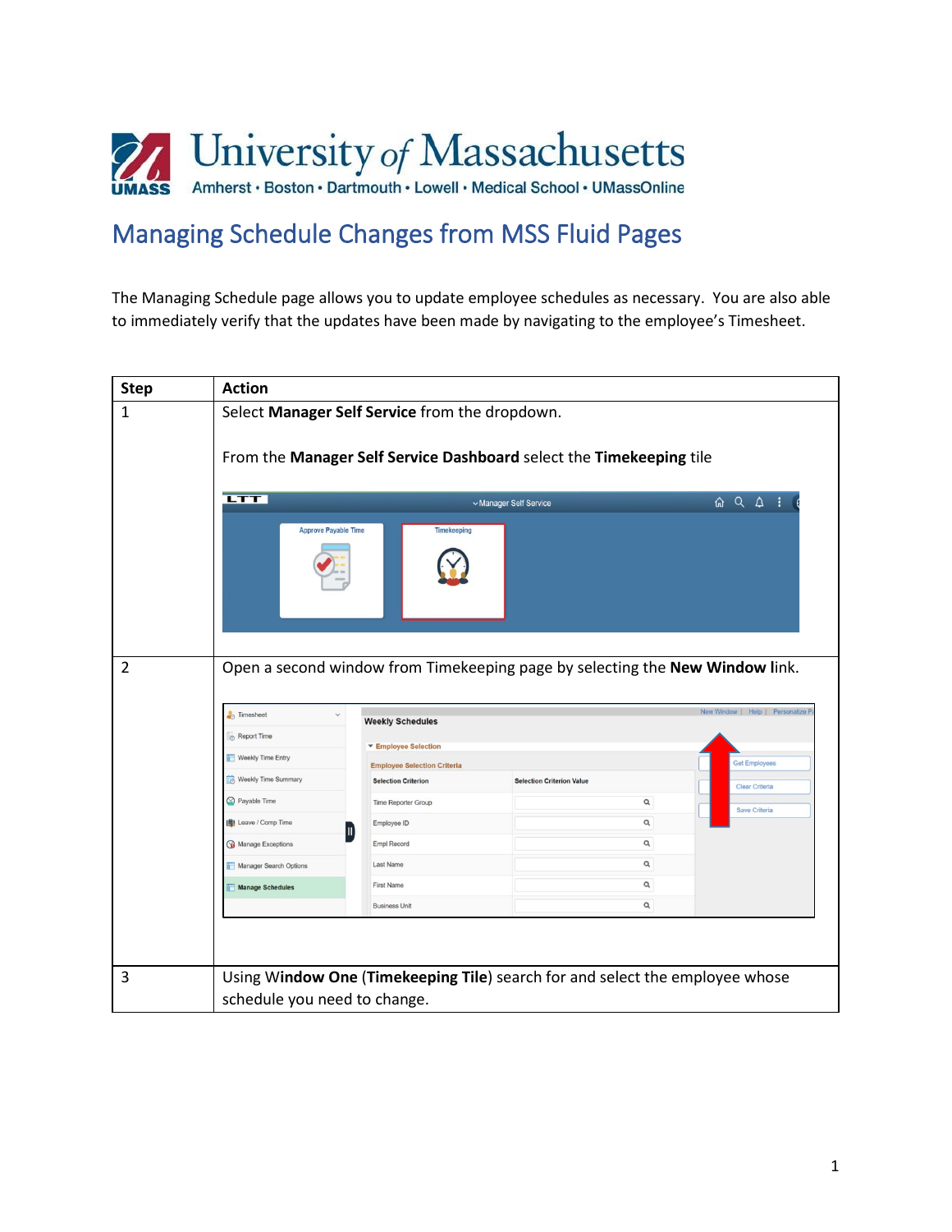# Managing Schedule Changes from MSS Fluid Pages

The Managing Schedule page allows you to update employee schedules as necessary. You are also able to immediately verify that the updates have been made by navigating to the employee's Timesheet.

| Step | Action |
| --- | --- |
| 1 | Select **Manager Self Service** from the dropdown.<br><br>From the **Manager Self Service Dashboard** select the **Timekeeping** tile |
| 2 | Open a second window from Timekeeping page by selecting the **New Window l**ink. |
| 3 | Using W**indow One** (**Timekeeping Tile**) search for and select the employee whose schedule you need to change. |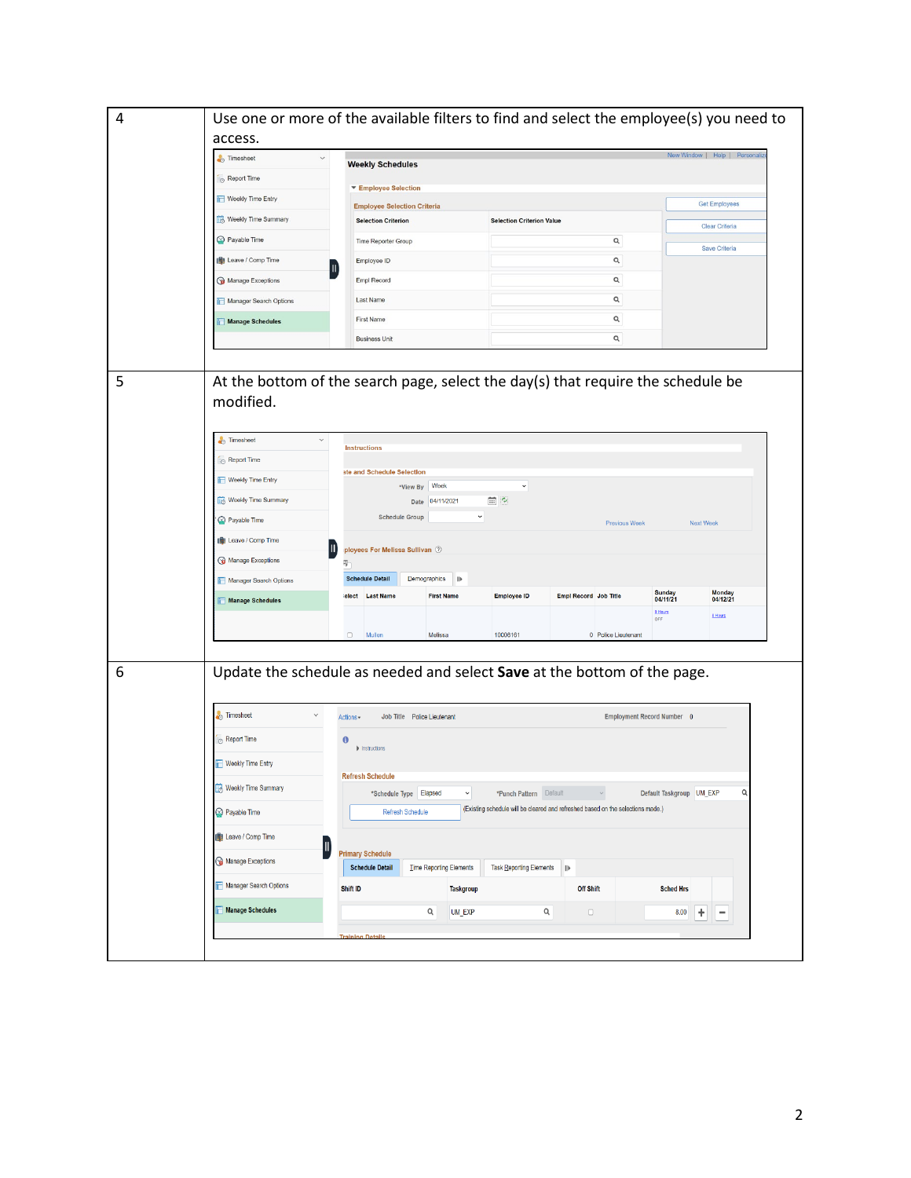| | |
|---|---|
| 4 | Use one or more of the available filters to find and select the employee(s) you need to access. |
| 5 | At the bottom of the search page, select the day(s) that require the schedule be modified. |
| 6 | Update the schedule as needed and select **Save** at the bottom of the page. |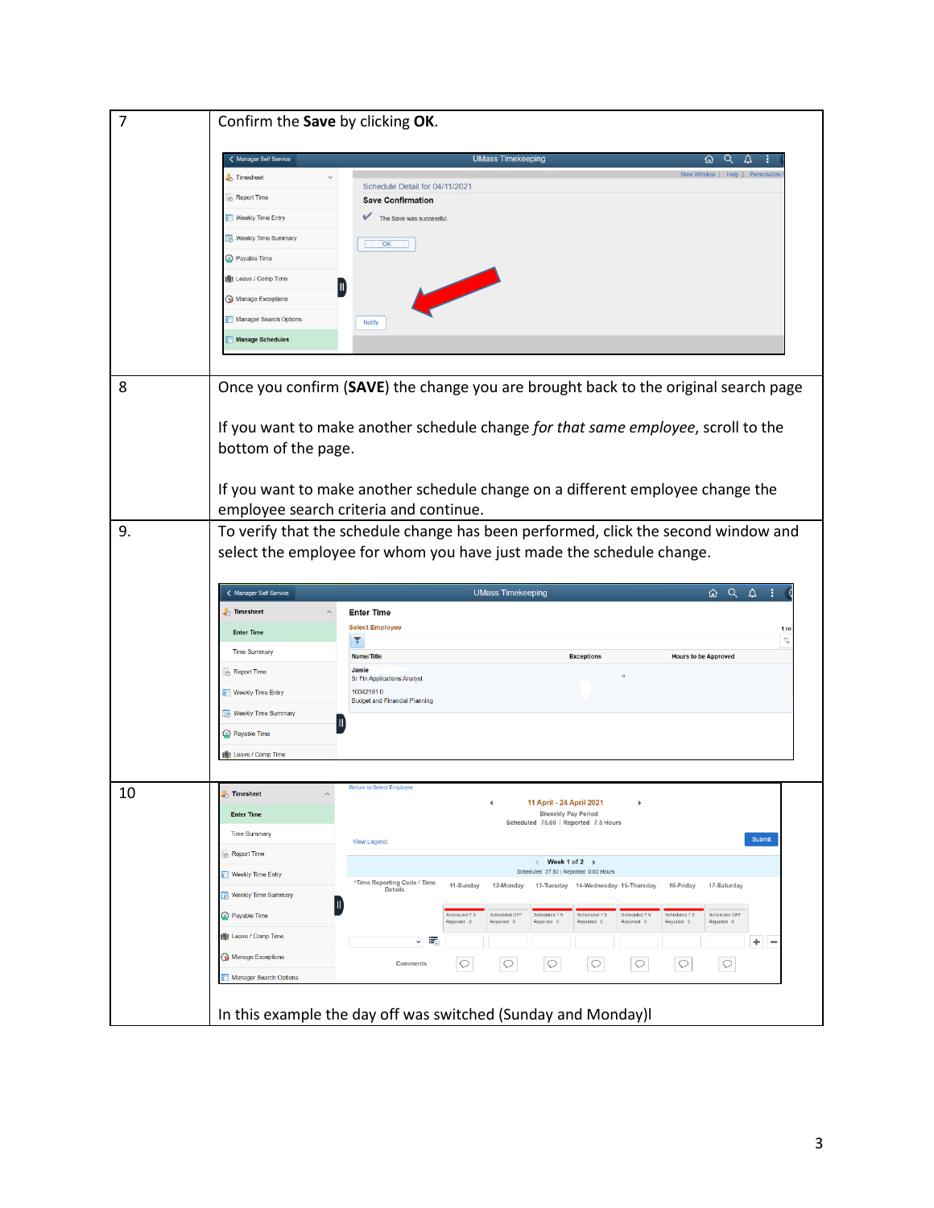| | |
|---|---|
| 7 | Confirm the **Save** by clicking **OK**. |
| 8 | Once you confirm (**SAVE**) the change you are brought back to the original search page<br><br>If you want to make another schedule change *for that same employee*, scroll to the bottom of the page.<br><br>If you want to make another schedule change on a different employee change the employee search criteria and continue. |
| 9. | To verify that the schedule change has been performed, click the second window and select the employee for whom you have just made the schedule change. |
| 10 | In this example the day off was switched (Sunday and Monday)l |